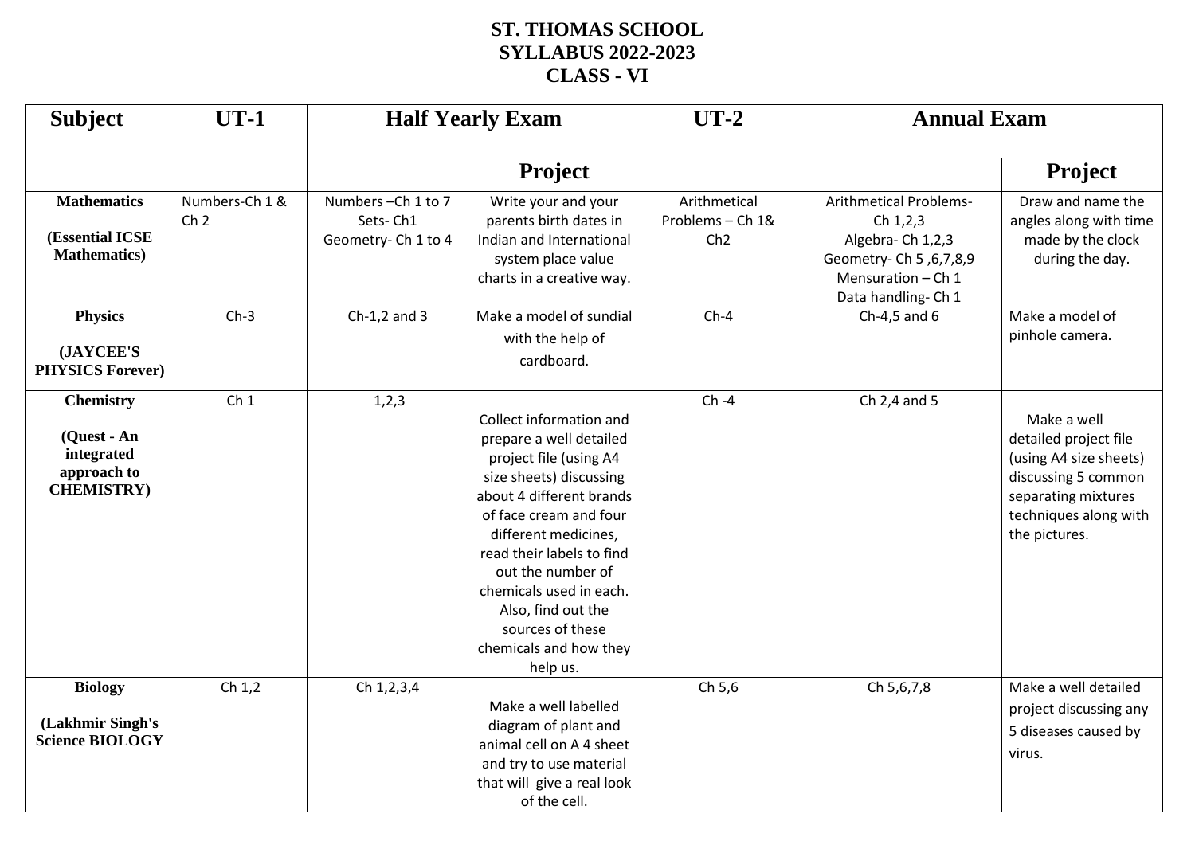# ST. THOMAS SCHOOL
## SYLLABUS 2022-2023
## CLASS - VI

| Subject | UT-1 | Half Yearly Exam | | UT-2 | Annual Exam | |
|---|---|---|---|---|---|---|
| | | | Project | | | Project |
| **Mathematics**<br><br>**(Essential ICSE Mathematics)** | Numbers-Ch 1 & Ch 2 | Numbers –Ch 1 to 7<br>Sets- Ch1<br>Geometry- Ch 1 to 4 | Write your and your parents birth dates in Indian and International system place value charts in a creative way. | Arithmetical Problems – Ch 1& Ch2 | Arithmetical Problems- Ch 1,2,3<br>Algebra- Ch 1,2,3<br>Geometry- Ch 5 ,6,7,8,9<br>Mensuration – Ch 1<br>Data handling- Ch 1 | Draw and name the angles along with time made by the clock during the day. |
| **Physics**<br><br>**(JAYCEE'S PHYSICS Forever)** | Ch-3 | Ch-1,2 and 3 | Make a model of sundial with the help of cardboard. | Ch-4 | Ch-4,5 and 6 | Make a model of pinhole camera. |
| **Chemistry**<br><br>**(Quest - An integrated approach to CHEMISTRY)** | Ch 1 | 1,2,3 | Collect information and prepare a well detailed project file (using A4 size sheets) discussing about 4 different brands of face cream and four different medicines, read their labels to find out the number of chemicals used in each. Also, find out the sources of these chemicals and how they help us. | Ch -4 | Ch 2,4 and 5 | Make a well detailed project file (using A4 size sheets) discussing 5 common separating mixtures techniques along with the pictures. |
| **Biology**<br><br>**(Lakhmir Singh's Science BIOLOGY** | Ch 1,2 | Ch 1,2,3,4 | Make a well labelled diagram of plant and animal cell on A 4 sheet and try to use material that will give a real look of the cell. | Ch 5,6 | Ch 5,6,7,8 | Make a well detailed project discussing any 5 diseases caused by virus. |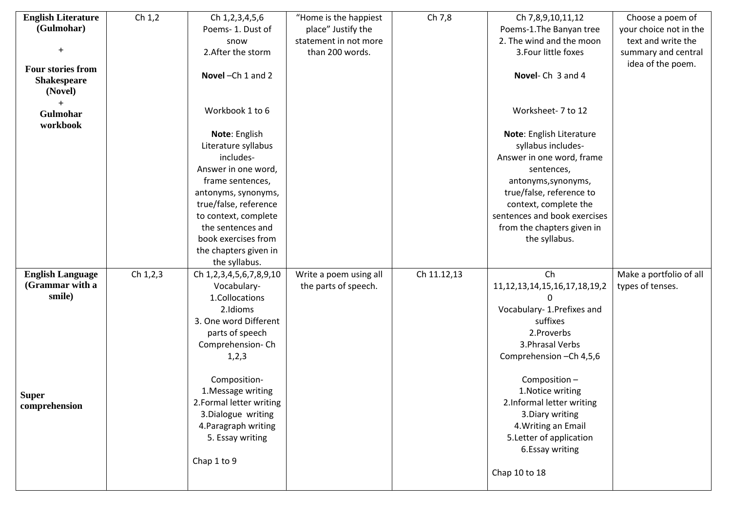| **English Literature (Gulmohar)** + **Four stories from Shakespeare (Novel)** + **Gulmohar workbook** | Ch 1,2 | Ch 1,2,3,4,5,6 Poems- 1. Dust of snow 2.After the storm<br><br>**Novel** –Ch 1 and 2<br><br>Workbook 1 to 6<br><br>**Note**: English Literature syllabus includes- Answer in one word, frame sentences, antonyms, synonyms, true/false, reference to context, complete the sentences and book exercises from the chapters given in the syllabus. | "Home is the happiest place" Justify the statement in not more than 200 words. | Ch 7,8 | Ch 7,8,9,10,11,12 Poems-1.The Banyan tree 2. The wind and the moon 3.Four little foxes<br><br>**Novel**- Ch 3 and 4<br><br>Worksheet- 7 to 12<br><br>**Note**: English Literature syllabus includes- Answer in one word, frame sentences, antonyms,synonyms, true/false, reference to context, complete the sentences and book exercises from the chapters given in the syllabus. | Choose a poem of your choice not in the text and write the summary and central idea of the poem. |
|---|---|---|---|---|---|---|
| **English Language (Grammar with a smile)**<br><br>**Super comprehension** | Ch 1,2,3 | Ch 1,2,3,4,5,6,7,8,9,10 Vocabulary- 1.Collocations 2.Idioms 3. One word Different parts of speech Comprehension- Ch 1,2,3<br><br>Composition- 1.Message writing 2.Formal letter writing 3.Dialogue writing 4.Paragraph writing 5. Essay writing<br><br>Chap 1 to 9 | Write a poem using all the parts of speech. | Ch 11.12,13 | Ch 11,12,13,14,15,16,17,18,19,20 Vocabulary- 1.Prefixes and suffixes 2.Proverbs 3.Phrasal Verbs Comprehension –Ch 4,5,6<br><br>Composition – 1.Notice writing 2.Informal letter writing 3.Diary writing 4.Writing an Email 5.Letter of application 6.Essay writing<br><br>Chap 10 to 18 | Make a portfolio of all types of tenses. |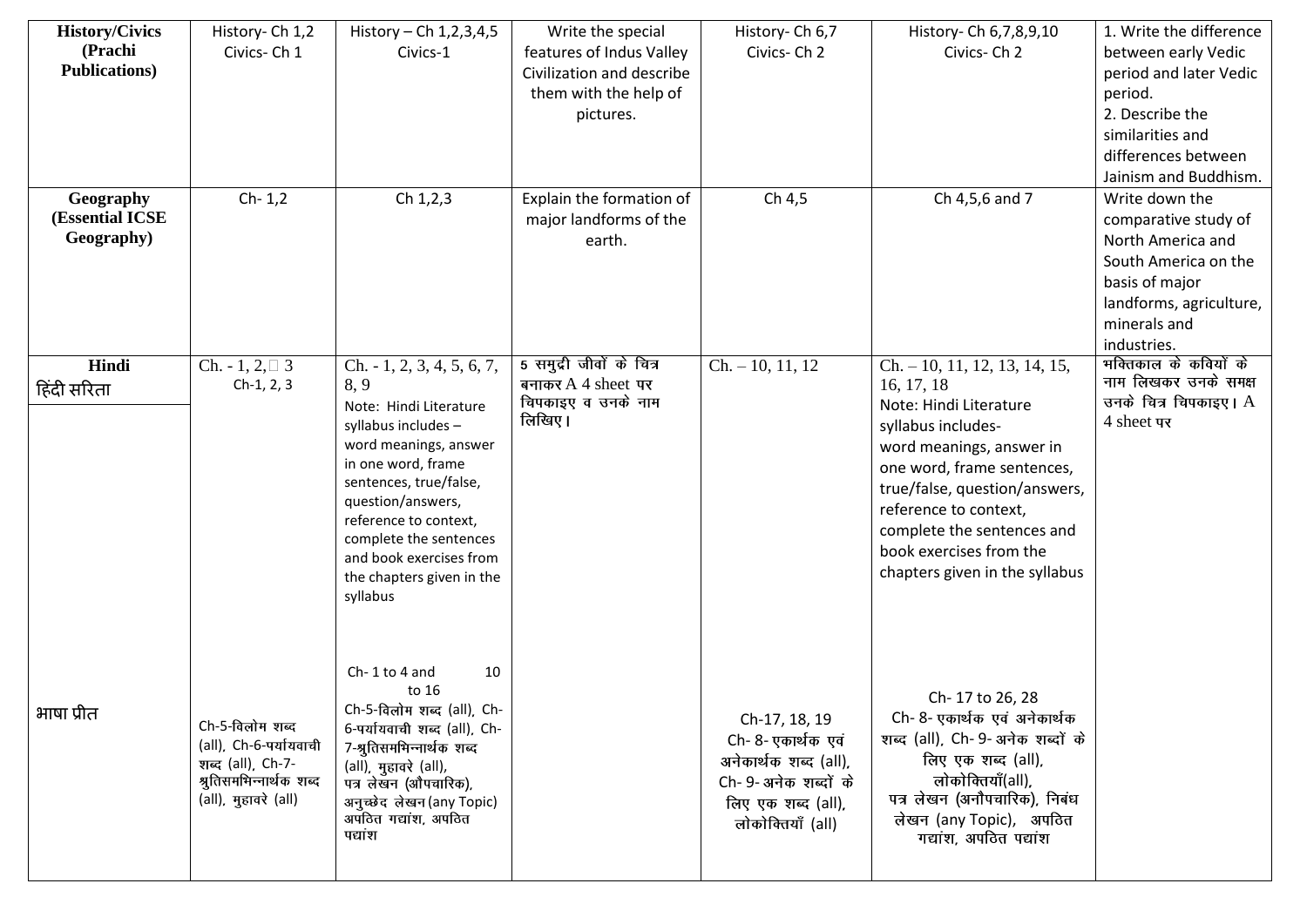| **History/Civics (Prachi Publications)** | History- Ch 1,2 Civics- Ch 1 | History – Ch 1,2,3,4,5 Civics-1 | Write the special features of Indus Valley Civilization and describe them with the help of pictures. | History- Ch 6,7 Civics- Ch 2 | History- Ch 6,7,8,9,10 Civics- Ch 2 | 1. Write the difference between early Vedic period and later Vedic period. 2. Describe the similarities and differences between Jainism and Buddhism. |
|---|---|---|---|---|---|---|
| **Geography (Essential ICSE Geography)** | Ch- 1,2 | Ch 1,2,3 | Explain the formation of major landforms of the earth. | Ch 4,5 | Ch 4,5,6 and 7 | Write down the comparative study of North America and South America on the basis of major landforms, agriculture, minerals and industries. |
| **Hindi** हिंदी सरिता | Ch. - 1, 2, 3 Ch-1, 2, 3 | Ch. - 1, 2, 3, 4, 5, 6, 7, 8, 9 Note: Hindi Literature syllabus includes – word meanings, answer in one word, frame sentences, true/false, question/answers, reference to context, complete the sentences and book exercises from the chapters given in the syllabus | 5 समुद्री जीवों के चित्र बनाकर A 4 sheet पर चिपकाइए व उनके नाम लिखिए। | Ch. – 10, 11, 12 | Ch. – 10, 11, 12, 13, 14, 15, 16, 17, 18 Note: Hindi Literature syllabus includes- word meanings, answer in one word, frame sentences, true/false, question/answers, reference to context, complete the sentences and book exercises from the chapters given in the syllabus | भक्तिकाल के कवियों के नाम लिखकर उनके समक्ष उनके चित्र चिपकाइए। A 4 sheet पर |
| भाषा प्रीत | Ch-5-विलोम शब्द (all), Ch-6-पर्यायवाची शब्द (all), Ch-7-श्रुतिसमभिन्नार्थक शब्द (all), मुहावरे (all) | Ch- 1 to 4 and 10 to 16 Ch-5-विलोम शब्द (all), Ch-6-पर्यायवाची शब्द (all), Ch-7-श्रुतिसमभिन्नार्थक शब्द (all), मुहावरे (all), पत्र लेखन (औपचारिक), अनुच्छेद लेखन (any Topic) अपठित गद्यांश, अपठित पद्यांश | | Ch-17, 18, 19 Ch- 8- एकार्थक एवं अनेकार्थक शब्द (all), Ch- 9- अनेक शब्दों के लिए एक शब्द (all), लोकोक्तियाँ (all) | Ch- 17 to 26, 28 Ch- 8- एकार्थक एवं अनेकार्थक शब्द (all), Ch- 9- अनेक शब्दों के लिए एक शब्द (all), लोकोक्तियाँ(all), पत्र लेखन (अनौपचारिक), निबंध लेखन (any Topic), अपठित गद्यांश, अपठित पद्यांश | |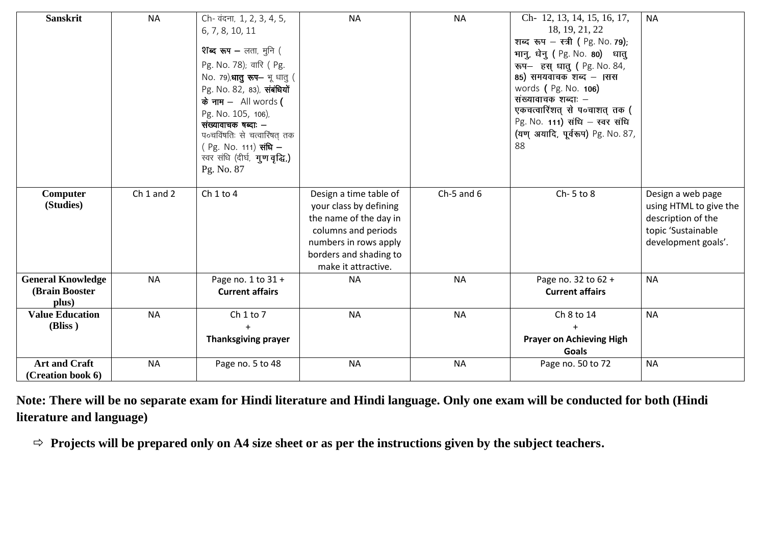| | | | | | | |
|---|---|---|---|---|---|---|
| **Sanskrit** | NA | Ch- वंदना, 1, 2, 3, 4, 5, 6, 7, 8, 10, 11 **शब्द रूप** – लता, मुनि ( Pg. No. 78); वारि ( Pg. No. 79),**धातु रूप**– भू धातु ( Pg. No. 82, 83), **संबंधियों के नाम** – All words ( Pg. No. 105, 106), **संख्यावाचक षब्दाः** – प०चविंषतिः से चत्वारिंषत् तक ( Pg. No. 111) **संधि** – स्वर संधि (दीर्घ, **गुण वृद्धि,**) Pg. No. 87 | NA | NA | Ch- 12, 13, 14, 15, 16, 17, 18, 19, 21, 22 **शब्द रूप – स्त्री ( Pg. No. 79)**; **भानु, धेनु ( Pg. No. 80) धातु रूप– हस् धातु ( Pg. No. 84, 85) समयवाचक शब्द – ।सस words ( Pg. No. 106) संख्यावाचक शब्दाः – एकचत्वारिंशत् से प०चाशत् तक ( Pg. No. 111) संधि – स्वर संधि (यण् अयादि, पूर्वरूप)** Pg. No. 87, 88 | NA |
| **Computer (Studies)** | Ch 1 and 2 | Ch 1 to 4 | Design a time table of your class by defining the name of the day in columns and periods numbers in rows apply borders and shading to make it attractive. | Ch-5 and 6 | Ch- 5 to 8 | Design a web page using HTML to give the description of the topic 'Sustainable development goals'. |
| **General Knowledge (Brain Booster plus)** | NA | Page no. 1 to 31 + **Current affairs** | NA | NA | Page no. 32 to 62 + **Current affairs** | NA |
| **Value Education (Bliss )** | NA | Ch 1 to 7 + **Thanksgiving prayer** | NA | NA | Ch 8 to 14 + **Prayer on Achieving High Goals** | NA |
| **Art and Craft (Creation book 6)** | NA | Page no. 5 to 48 | NA | NA | Page no. 50 to 72 | NA |

**Note: There will be no separate exam for Hindi literature and Hindi language. Only one exam will be conducted for both (Hindi literature and language)**

- **Projects will be prepared only on A4 size sheet or as per the instructions given by the subject teachers.**